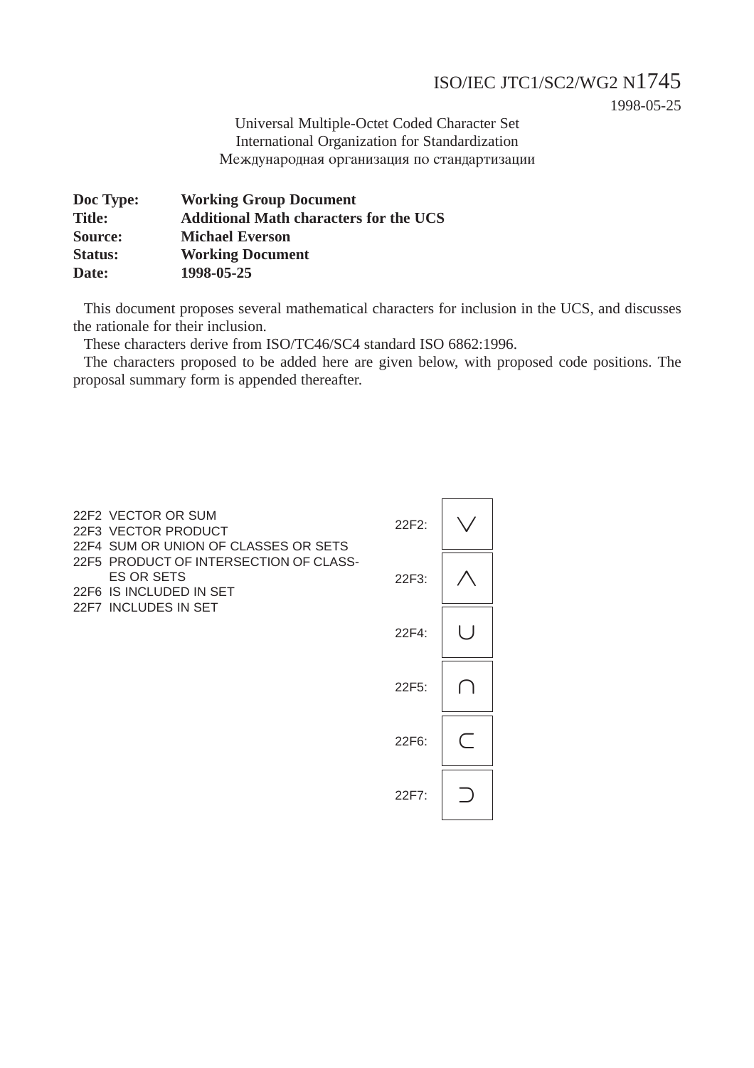ISO/IEC JTC1/SC2/WG2 N1745
1998-05-25

Universal Multiple-Octet Coded Character Set
International Organization for Standardization
Международная организация по стандартизации

**Doc Type:** **Working Group Document**
**Title:** **Additional Math characters for the UCS**
**Source:** **Michael Everson**
**Status:** **Working Document**
**Date:** **1998-05-25**

This document proposes several mathematical characters for inclusion in the UCS, and discusses the rationale for their inclusion.

These characters derive from ISO/TC46/SC4 standard ISO 6862:1996.

The characters proposed to be added here are given below, with proposed code positions. The proposal summary form is appended thereafter.

22F2 VECTOR OR SUM
22F3 VECTOR PRODUCT
22F4 SUM OR UNION OF CLASSES OR SETS
22F5 PRODUCT OF INTERSECTION OF CLASSES OR SETS
22F6 IS INCLUDED IN SET
22F7 INCLUDES IN SET

| Code | Glyph |
|---|---|
| 22F2: | $\vee$ |
| 22F3: | $\wedge$ |
| 22F4: | $\cup$ |
| 22F5: | $\cap$ |
| 22F6: | $\subset$ |
| 22F7: | $\supset$ |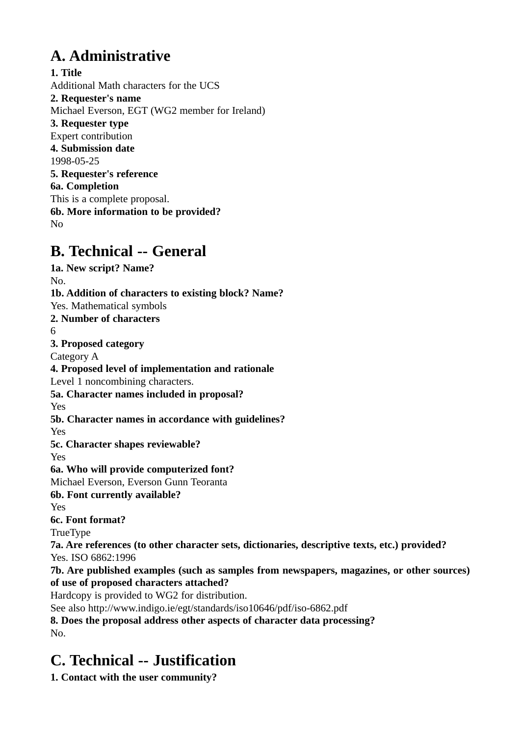## A. Administrative

**1. Title**
Additional Math characters for the UCS
**2. Requester's name**
Michael Everson, EGT (WG2 member for Ireland)
**3. Requester type**
Expert contribution
**4. Submission date**
1998-05-25
**5. Requester's reference**
**6a. Completion**
This is a complete proposal.
**6b. More information to be provided?**
No

## B. Technical -- General

**1a. New script? Name?**
No.
**1b. Addition of characters to existing block? Name?**
Yes. Mathematical symbols
**2. Number of characters**
6
**3. Proposed category**
Category A
**4. Proposed level of implementation and rationale**
Level 1 noncombining characters.
**5a. Character names included in proposal?**
Yes
**5b. Character names in accordance with guidelines?**
Yes
**5c. Character shapes reviewable?**
Yes
**6a. Who will provide computerized font?**
Michael Everson, Everson Gunn Teoranta
**6b. Font currently available?**
Yes
**6c. Font format?**
TrueType
**7a. Are references (to other character sets, dictionaries, descriptive texts, etc.) provided?**
Yes. ISO 6862:1996
**7b. Are published examples (such as samples from newspapers, magazines, or other sources) of use of proposed characters attached?**
Hardcopy is provided to WG2 for distribution.
See also http://www.indigo.ie/egt/standards/iso10646/pdf/iso-6862.pdf
**8. Does the proposal address other aspects of character data processing?**
No.

## C. Technical -- Justification

**1. Contact with the user community?**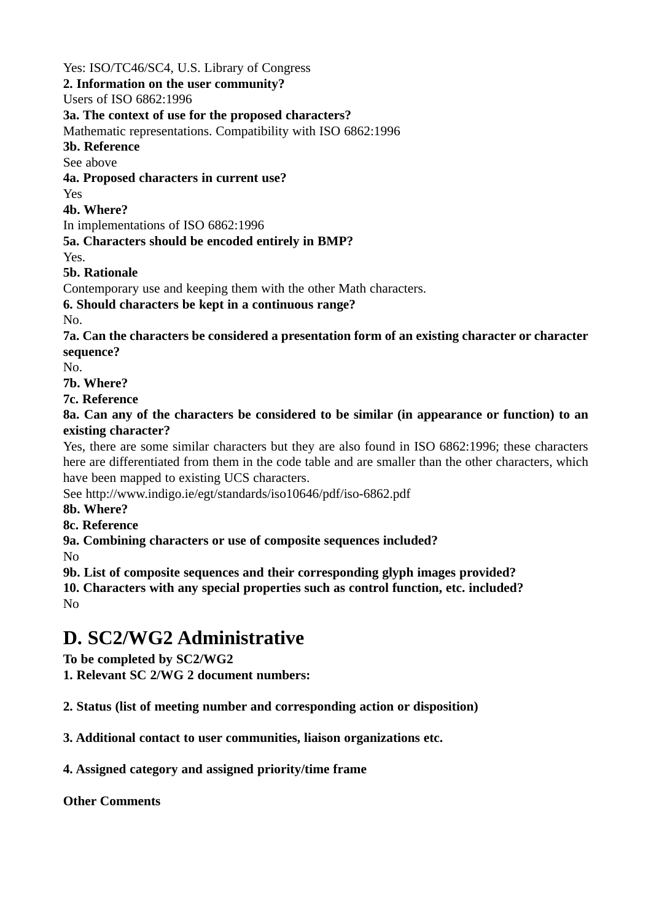Yes: ISO/TC46/SC4, U.S. Library of Congress

**2. Information on the user community?**

Users of ISO 6862:1996

**3a. The context of use for the proposed characters?**

Mathematic representations. Compatibility with ISO 6862:1996

**3b. Reference**

See above

**4a. Proposed characters in current use?**

Yes

**4b. Where?**

In implementations of ISO 6862:1996

**5a. Characters should be encoded entirely in BMP?**

Yes.

**5b. Rationale**

Contemporary use and keeping them with the other Math characters.

**6. Should characters be kept in a continuous range?**

No.

**7a. Can the characters be considered a presentation form of an existing character or character sequence?**

No.

**7b. Where?**

**7c. Reference**

**8a. Can any of the characters be considered to be similar (in appearance or function) to an existing character?**

Yes, there are some similar characters but they are also found in ISO 6862:1996; these characters here are differentiated from them in the code table and are smaller than the other characters, which have been mapped to existing UCS characters.

See http://www.indigo.ie/egt/standards/iso10646/pdf/iso-6862.pdf

**8b. Where?**

**8c. Reference**

**9a. Combining characters or use of composite sequences included?**

No

**9b. List of composite sequences and their corresponding glyph images provided?**

**10. Characters with any special properties such as control function, etc. included?**

No

## D. SC2/WG2 Administrative

**To be completed by SC2/WG2**

**1. Relevant SC 2/WG 2 document numbers:**

**2. Status (list of meeting number and corresponding action or disposition)**

**3. Additional contact to user communities, liaison organizations etc.**

**4. Assigned category and assigned priority/time frame**

**Other Comments**